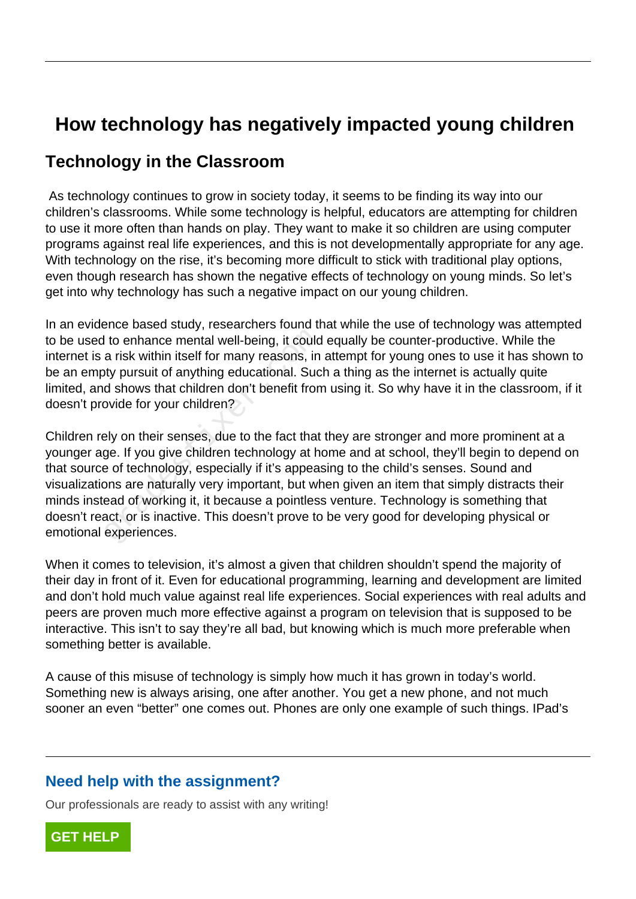# How technology has negatively impacted young children

## Technology in the Classroom

As technology continues to grow in society today, it seems to be finding its way into our children's classrooms. While some technology is helpful, educators are attempting for children to use it more often than hands on play. They want to make it so children are using computer programs against real life experiences, and this is not developmentally appropriate for any age. With technology on the rise, it's becoming more difficult to stick with traditional play options, even though research has shown the negative effects of technology on young minds. So let's get into why technology has such a negative impact on our young children.

In an evidence based study, researchers found that while the use of technology was attempted to be used to enhance mental well-being, it could equally be counter-productive. While the internet is a risk within itself for many reasons, in attempt for young ones to use it has shown to be an empty pursuit of anything educational. Such a thing as the internet is actually quite limited, and shows that children don't benefit from using it. So why have it in the classroom, if it doesn't provide for your children?

Children rely on their senses, due to the fact that they are stronger and more prominent at a younger age. If you give children technology at home and at school, they'll begin to depend on that source of technology, especially if it's appeasing to the child's senses. Sound and visualizations are naturally very important, but when given an item that simply distracts their minds instead of working it, it because a pointless venture. Technology is something that doesn't react, or is inactive. This doesn't prove to be very good for developing physical or emotional experiences.

When it comes to television, it's almost a given that children shouldn't spend the majority of their day in front of it. Even for educational programming, learning and development are limited and don't hold much value against real life experiences. Social experiences with real adults and peers are proven much more effective against a program on television that is supposed to be interactive. This isn't to say they're all bad, but knowing which is much more preferable when something better is available.

A cause of this misuse of technology is simply how much it has grown in today's world. Something new is always arising, one after another. You get a new phone, and not much sooner an even "better" one comes out. Phones are only one example of such things. IPad's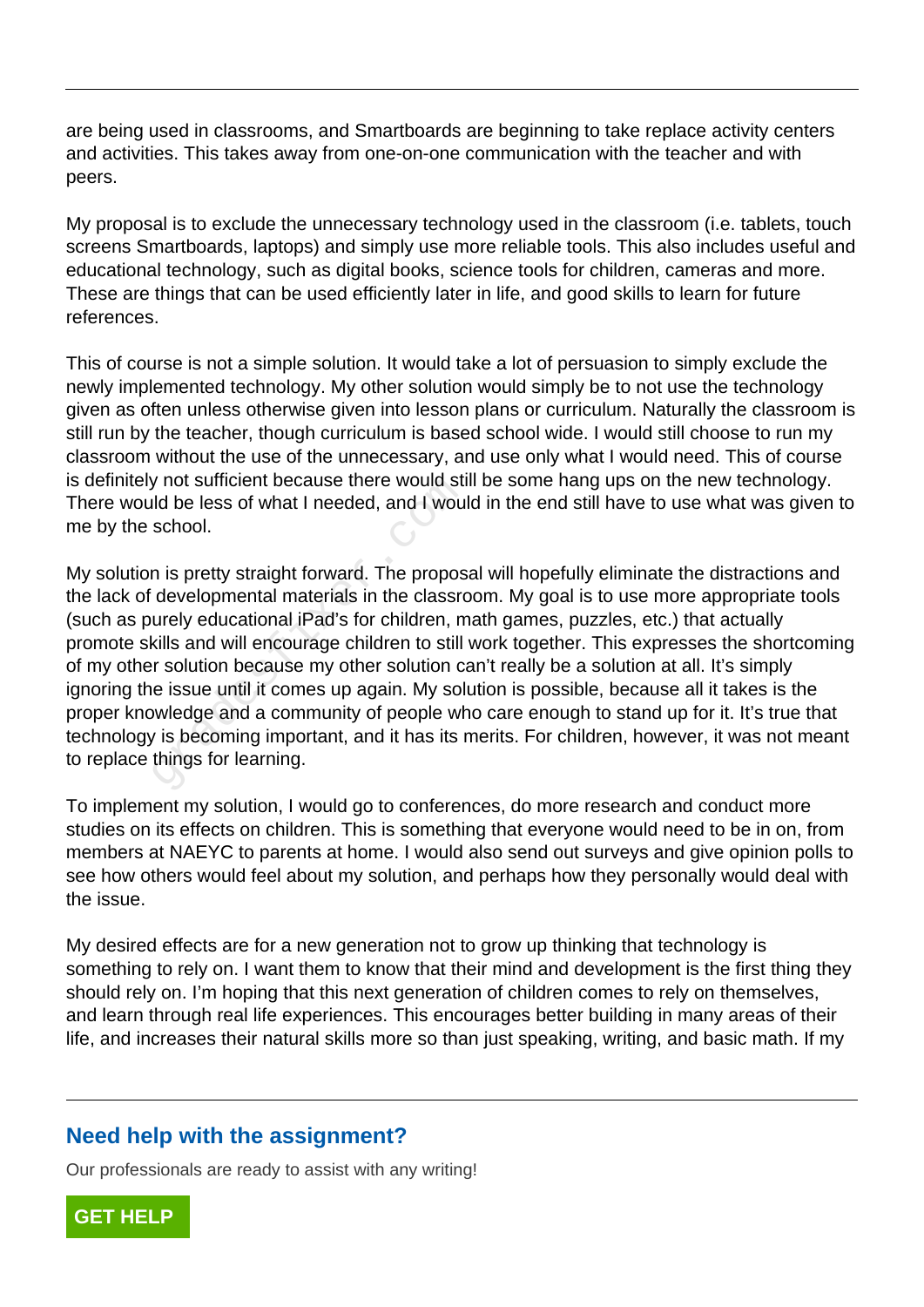are being used in classrooms, and Smartboards are beginning to take replace activity centers and activities. This takes away from one-on-one communication with the teacher and with peers.

My proposal is to exclude the unnecessary technology used in the classroom (i.e. tablets, touch screens Smartboards, laptops) and simply use more reliable tools. This also includes useful and educational technology, such as digital books, science tools for children, cameras and more. These are things that can be used efficiently later in life, and good skills to learn for future references.

This of course is not a simple solution. It would take a lot of persuasion to simply exclude the newly implemented technology. My other solution would simply be to not use the technology given as often unless otherwise given into lesson plans or curriculum. Naturally the classroom is still run by the teacher, though curriculum is based school wide. I would still choose to run my classroom without the use of the unnecessary, and use only what I would need. This of course is definitely not sufficient because there would still be some hang ups on the new technology. There would be less of what I needed, and I would in the end still have to use what was given to me by the school.

My solution is pretty straight forward. The proposal will hopefully eliminate the distractions and the lack of developmental materials in the classroom. My goal is to use more appropriate tools (such as purely educational iPad's for children, math games, puzzles, etc.) that actually promote skills and will encourage children to still work together. This expresses the shortcoming of my other solution because my other solution can't really be a solution at all. It's simply ignoring the issue until it comes up again. My solution is possible, because all it takes is the proper knowledge and a community of people who care enough to stand up for it. It's true that technology is becoming important, and it has its merits. For children, however, it was not meant to replace things for learning.

To implement my solution, I would go to conferences, do more research and conduct more studies on its effects on children. This is something that everyone would need to be in on, from members at NAEYC to parents at home. I would also send out surveys and give opinion polls to see how others would feel about my solution, and perhaps how they personally would deal with the issue.

My desired effects are for a new generation not to grow up thinking that technology is something to rely on. I want them to know that their mind and development is the first thing they should rely on. I'm hoping that this next generation of children comes to rely on themselves, and learn through real life experiences. This encourages better building in many areas of their life, and increases their natural skills more so than just speaking, writing, and basic math. If my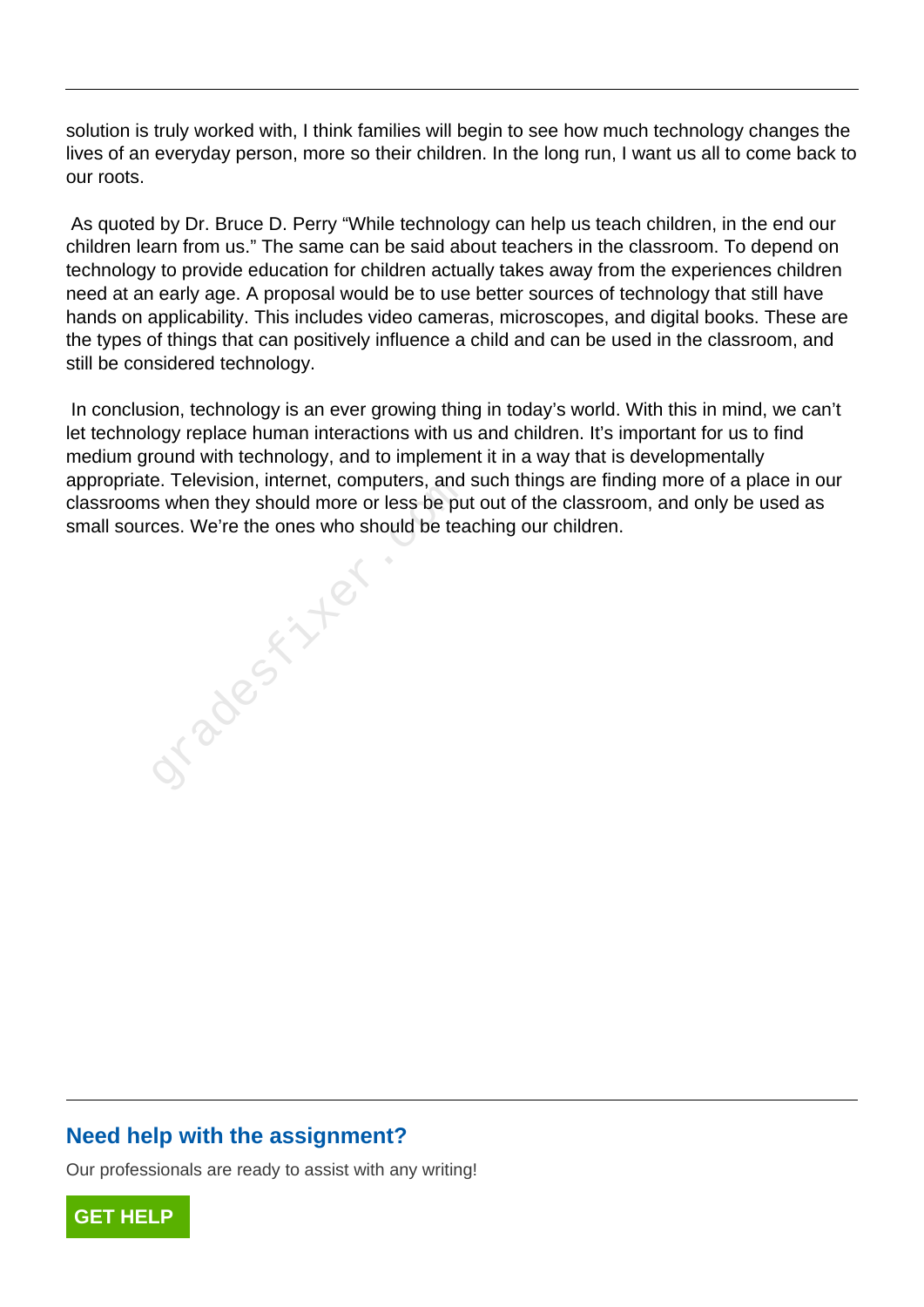solution is truly worked with, I think families will begin to see how much technology changes the lives of an everyday person, more so their children. In the long run, I want us all to come back to our roots.

As quoted by Dr. Bruce D. Perry "While technology can help us teach children, in the end our children learn from us." The same can be said about teachers in the classroom. To depend on technology to provide education for children actually takes away from the experiences children need at an early age. A proposal would be to use better sources of technology that still have hands on applicability. This includes video cameras, microscopes, and digital books. These are the types of things that can positively influence a child and can be used in the classroom, and still be considered technology.

In conclusion, technology is an ever growing thing in today's world. With this in mind, we can't let technology replace human interactions with us and children. It's important for us to find medium ground with technology, and to implement it in a way that is developmentally appropriate. Television, internet, computers, and such things are finding more of a place in our classrooms when they should more or less be put out of the classroom, and only be used as small sources. We're the ones who should be teaching our children.

## Need help with the assignment?

Our professionals are ready to assist with any writing!

GET HELP